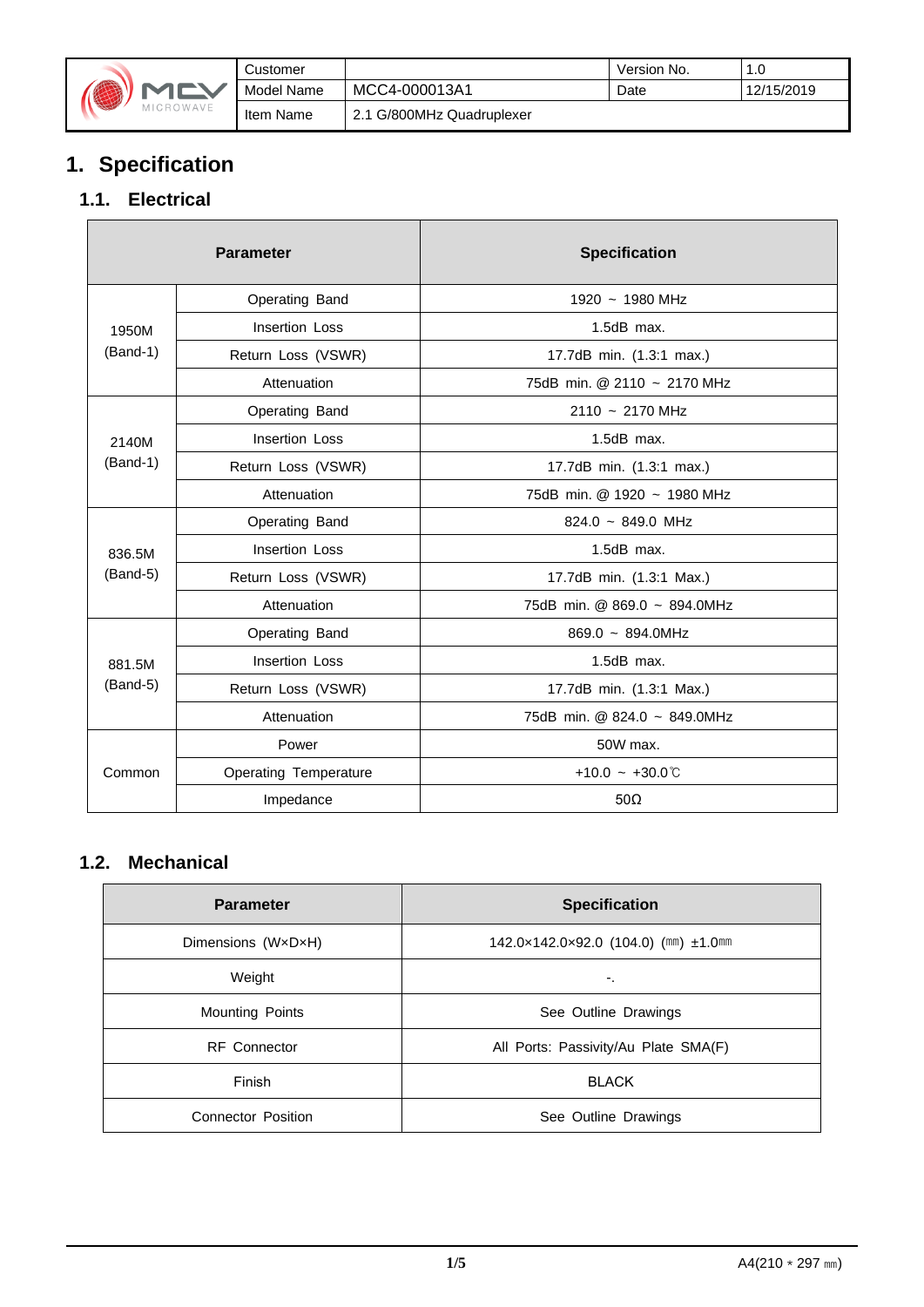| | Customer | | Version No. | 1.0 |
|---|---|---|---|---|
| MCV MICROWAVE | Model Name | MCC4-000013A1 | Date | 12/15/2019 |
| | Item Name | 2.1 G/800MHz Quadruplexer | | |

# 1. Specification

## 1.1. Electrical

| Parameter | | Specification |
|---|---|---|
| 1950M (Band-1) | Operating Band | 1920 ~ 1980 MHz |
| | Insertion Loss | 1.5dB max. |
| | Return Loss (VSWR) | 17.7dB min. (1.3:1 max.) |
| | Attenuation | 75dB min. @ 2110 ~ 2170 MHz |
| 2140M (Band-1) | Operating Band | 2110 ~ 2170 MHz |
| | Insertion Loss | 1.5dB max. |
| | Return Loss (VSWR) | 17.7dB min. (1.3:1 max.) |
| | Attenuation | 75dB min. @ 1920 ~ 1980 MHz |
| 836.5M (Band-5) | Operating Band | 824.0 ~ 849.0 MHz |
| | Insertion Loss | 1.5dB max. |
| | Return Loss (VSWR) | 17.7dB min. (1.3:1 Max.) |
| | Attenuation | 75dB min. @ 869.0 ~ 894.0MHz |
| 881.5M (Band-5) | Operating Band | 869.0 ~ 894.0MHz |
| | Insertion Loss | 1.5dB max. |
| | Return Loss (VSWR) | 17.7dB min. (1.3:1 Max.) |
| | Attenuation | 75dB min. @ 824.0 ~ 849.0MHz |
| Common | Power | 50W max. |
| | Operating Temperature | +10.0 ~ +30.0℃ |
| | Impedance | 50Ω |

## 1.2. Mechanical

| Parameter | Specification |
|---|---|
| Dimensions (W×D×H) | 142.0×142.0×92.0 (104.0) (㎜) ±1.0㎜ |
| Weight | -. |
| Mounting Points | See Outline Drawings |
| RF Connector | All Ports: Passivity/Au Plate SMA(F) |
| Finish | BLACK |
| Connector Position | See Outline Drawings |

A4(210 * 297 ㎜)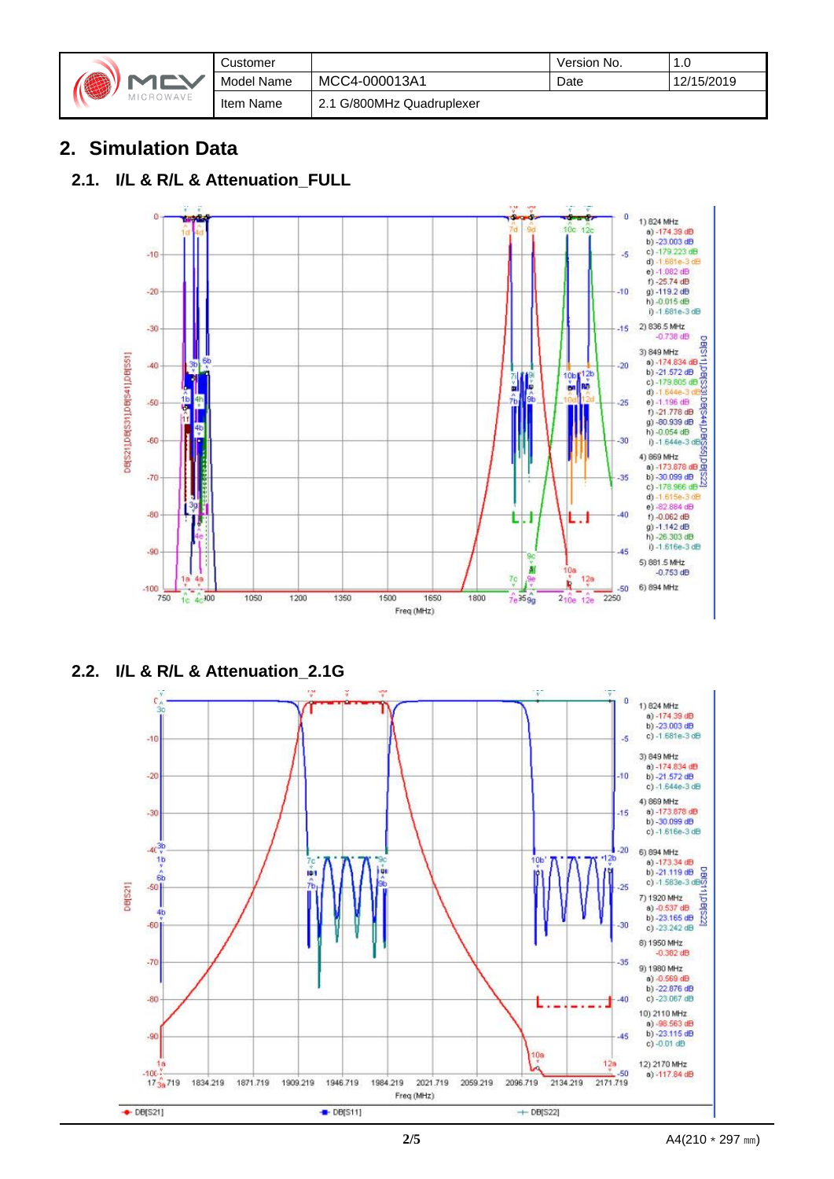| | Customer | | Version No. | 1.0 |
|---|---|---|---|---|
| | Model Name | MCC4-000013A1 | Date | 12/15/2019 |
| | Item Name | 2.1 G/800MHz Quadruplexer | | |

# 2. Simulation Data

## 2.1. I/L & R/L & Attenuation_FULL

1) 824 MHz
a) -174.39 dB
b) -23.003 dB
c) -179.223 dB
d) -1.681e-3 dB
e) -1.082 dB
f) -25.74 dB
g) -119.2 dB
h) -0.015 dB
i) -1.681e-3 dB

2) 836.5 MHz
-0.738 dB

3) 849 MHz
a) -174.834 dB
b) -21.572 dB
c) -179.805 dB
d) -1.644e-3 dB
e) -1.196 dB
f) -21.778 dB
g) -80.939 dB
h) -0.054 dB
i) -1.644e-3 dB

4) 869 MHz
a) -173.878 dB
b) -30.099 dB
c) -178.966 dB
d) -1.615e-3 dB
e) -82.884 dB
f) -0.062 dB
g) -1.142 dB
h) -26.303 dB
i) -1.616e-3 dB

5) 881.5 MHz
-0.753 dB

6) 894 MHz

## 2.2. I/L & R/L & Attenuation_2.1G

1) 824 MHz
a) -174.39 dB
b) -23.003 dB
c) -1.681e-3 dB

3) 849 MHz
a) -174.834 dB
b) -21.572 dB
c) -1.644e-3 dB

4) 869 MHz
a) -173.878 dB
b) -30.099 dB
c) -1.616e-3 dB

6) 894 MHz
a) -173.34 dB
b) -21.119 dB
c) -1.583e-3 dB

7) 1920 MHz
a) -0.537 dB
b) -23.165 dB
c) -23.242 dB

8) 1950 MHz
-0.382 dB

9) 1980 MHz
a) -0.569 dB
b) -22.876 dB
c) -23.067 dB

10) 2110 MHz
a) -98.563 dB
b) -23.115 dB
c) -0.01 dB

12) 2170 MHz
a) -117.84 dB

DB[S21] DB[S11] DB[S22]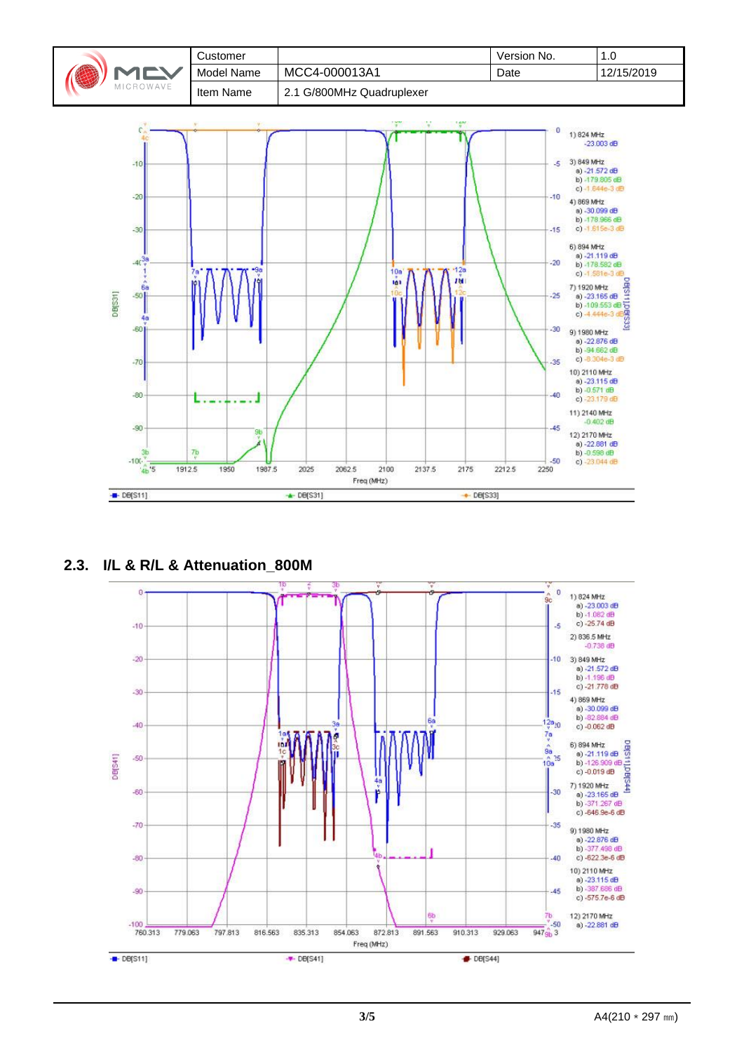| | Customer | | Version No. | 1.0 |
|---|---|---|---|---|
| MCV MICROWAVE | Model Name | MCC4-000013A1 | Date | 12/15/2019 |
| | Item Name | 2.1 G/800MHz Quadruplexer | | |

## 2.3. I/L & R/L & Attenuation_800M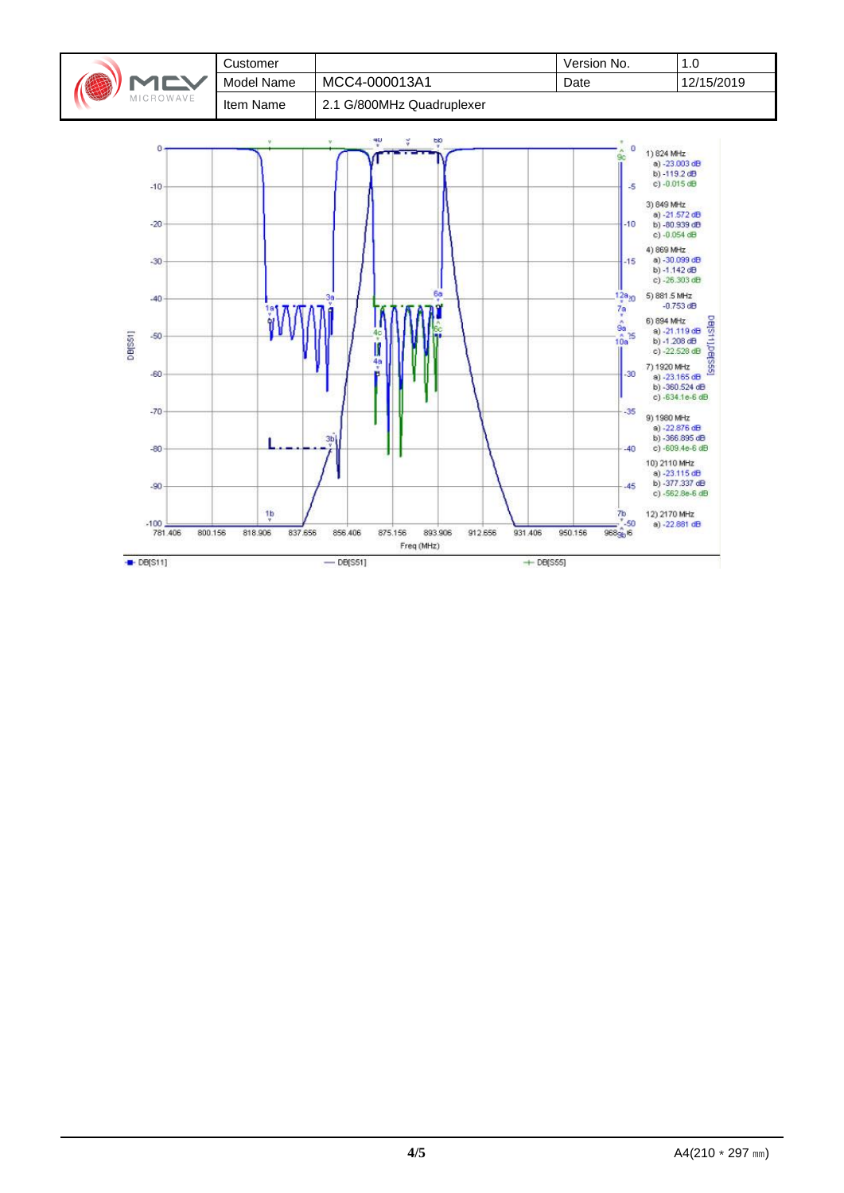| Customer | | Version No. | 1.0 |
| --- | --- | --- | --- |
| Model Name | MCC4-000013A1 | Date | 12/15/2019 |
| Item Name | 2.1 G/800MHz Quadruplexer | | |

1) 824 MHz
a) -23.003 dB
b) -119.2 dB
c) -0.015 dB

3) 849 MHz
a) -21.572 dB
b) -80.939 dB
c) -0.054 dB

4) 869 MHz
a) -30.099 dB
b) -1.142 dB
c) -26.303 dB

5) 881.5 MHz
-0.753 dB

6) 894 MHz
a) -21.119 dB
b) -1.208 dB
c) -22.528 dB

7) 1920 MHz
a) -23.165 dB
b) -360.524 dB
c) -634.1e-6 dB

9) 1980 MHz
a) -22.876 dB
b) -366.895 dB
c) -609.4e-6 dB

10) 2110 MHz
a) -23.115 dB
b) -377.337 dB
c) -562.8e-6 dB

12) 2170 MHz
a) -22.881 dB

Freq (MHz)

DB[S11] DB[S51] DB[S55]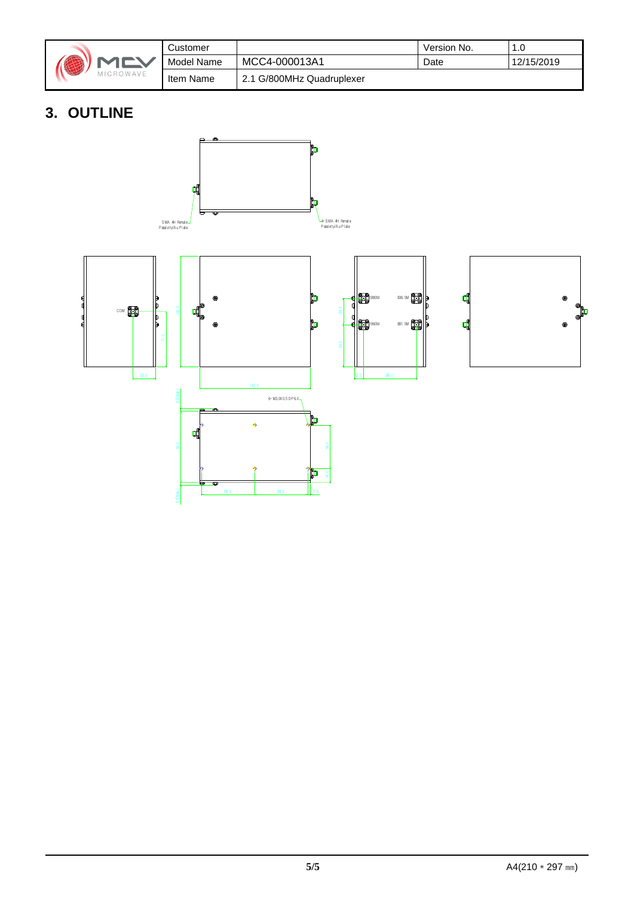| Customer | | Version No. | 1.0 |
|---|---|---|---|
| Model Name | MCC4-000013A1 | Date | 12/15/2019 |
| Item Name | 2.1 G/800MHz Quadruplexer | | |

## 3. OUTLINE

SMA 4H Female Passivity/Au Plate

4-SMA 4H Female Passivity/Au Plate

COM

1880M

806.5M

1960M

881.5M

25.0

142.0

22.0

86.0

54.0

6-M3.0X0.5 DP6.0

68.5

68.5

2.5